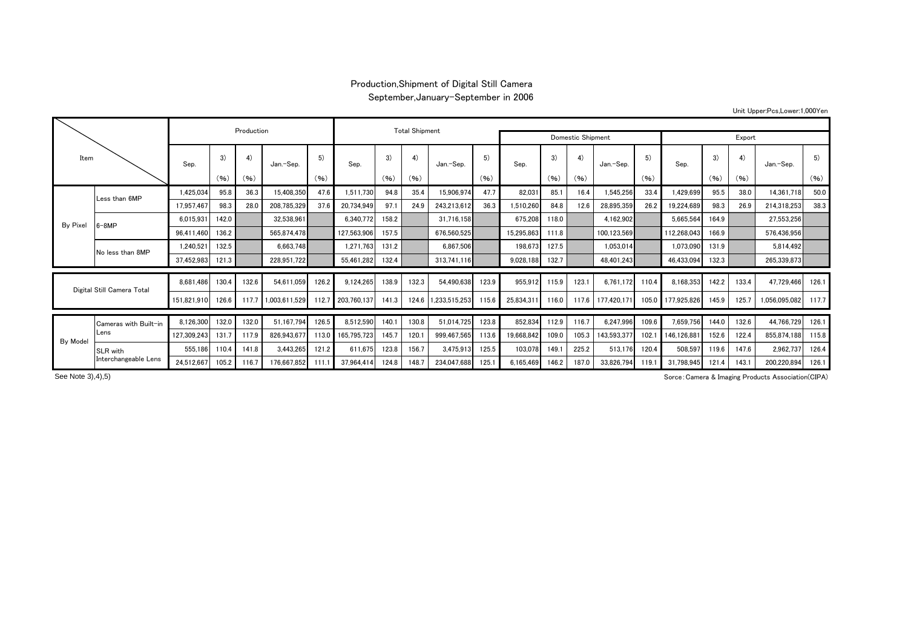# Production,Shipment of Digital Still Camera
## September,January-September in 2006

Unit Upper:Pcs,Lower:1,000Yen

| Item | | Production | | | | | Total Shipment | | | | | Domestic Shipment | | | | | Export | | | | |
|---|---|---|---|---|---|---|---|---|---|---|---|---|---|---|---|---|---|---|---|---|---|
| | | Sep. | 3) (%) | 4) (%) | Jan.-Sep. | 5) (%) | Sep. | 3) (%) | 4) (%) | Jan.-Sep. | 5) (%) | Sep. | 3) (%) | 4) (%) | Jan.-Sep. | 5) (%) | Sep. | 3) (%) | 4) (%) | Jan.-Sep. | 5) (%) |
| By Pixel | Less than 6MP | 1,425,034 | 95.8 | 36.3 | 15,408,350 | 47.6 | 1,511,730 | 94.8 | 35.4 | 15,906,974 | 47.7 | 82,031 | 85.1 | 16.4 | 1,545,256 | 33.4 | 1,429,699 | 95.5 | 38.0 | 14,361,718 | 50.0 |
| | | 17,957,467 | 98.3 | 28.0 | 208,785,329 | 37.6 | 20,734,949 | 97.1 | 24.9 | 243,213,612 | 36.3 | 1,510,260 | 84.8 | 12.6 | 28,895,359 | 26.2 | 19,224,689 | 98.3 | 26.9 | 214,318,253 | 38.3 |
| | 6-8MP | 6,015,931 | 142.0 | | 32,538,961 | | 6,340,772 | 158.2 | | 31,716,158 | | 675,208 | 118.0 | | 4,162,902 | | 5,665,564 | 164.9 | | 27,553,256 | |
| | | 96,411,460 | 136.2 | | 565,874,478 | | 127,563,906 | 157.5 | | 676,560,525 | | 15,295,863 | 111.8 | | 100,123,569 | | 112,268,043 | 166.9 | | 576,436,956 | |
| | No less than 8MP | 1,240,521 | 132.5 | | 6,663,748 | | 1,271,763 | 131.2 | | 6,867,506 | | 198,673 | 127.5 | | 1,053,014 | | 1,073,090 | 131.9 | | 5,814,492 | |
| | | 37,452,983 | 121.3 | | 228,951,722 | | 55,461,282 | 132.4 | | 313,741,116 | | 9,028,188 | 132.7 | | 48,401,243 | | 46,433,094 | 132.3 | | 265,339,873 | |
| Digital Still Camera Total | | 8,681,486 | 130.4 | 132.6 | 54,611,059 | 126.2 | 9,124,265 | 138.9 | 132.3 | 54,490,638 | 123.9 | 955,912 | 115.9 | 123.1 | 6,761,172 | 110.4 | 8,168,353 | 142.2 | 133.4 | 47,729,466 | 126.1 |
| | | 151,821,910 | 126.6 | 117.7 | 1,003,611,529 | 112.7 | 203,760,137 | 141.3 | 124.6 | 1,233,515,253 | 115.6 | 25,834,311 | 116.0 | 117.6 | 177,420,171 | 105.0 | 177,925,826 | 145.9 | 125.7 | 1,056,095,082 | 117.7 |
| By Model | Cameras with Built-in Lens | 8,126,300 | 132.0 | 132.0 | 51,167,794 | 126.5 | 8,512,590 | 140.1 | 130.8 | 51,014,725 | 123.8 | 852,834 | 112.9 | 116.7 | 6,247,996 | 109.6 | 7,659,756 | 144.0 | 132.6 | 44,766,729 | 126.1 |
| | | 127,309,243 | 131.7 | 117.9 | 826,943,677 | 113.0 | 165,795,723 | 145.7 | 120.1 | 999,467,565 | 113.6 | 19,668,842 | 109.0 | 105.3 | 143,593,377 | 102.1 | 146,126,881 | 152.6 | 122.4 | 855,874,188 | 115.8 |
| | SLR with Interchangeable Lens | 555,186 | 110.4 | 141.8 | 3,443,265 | 121.2 | 611,675 | 123.8 | 156.7 | 3,475,913 | 125.5 | 103,078 | 149.1 | 225.2 | 513,176 | 120.4 | 508,597 | 119.6 | 147.6 | 2,962,737 | 126.4 |
| | | 24,512,667 | 105.2 | 116.7 | 176,667,852 | 111.1 | 37,964,414 | 124.8 | 148.7 | 234,047,688 | 125.1 | 6,165,469 | 146.2 | 187.0 | 33,826,794 | 119.1 | 31,798,945 | 121.4 | 143.1 | 200,220,894 | 126.1 |

See Note 3),4),5)

Sorce:Camera & Imaging Products Association(CIPA)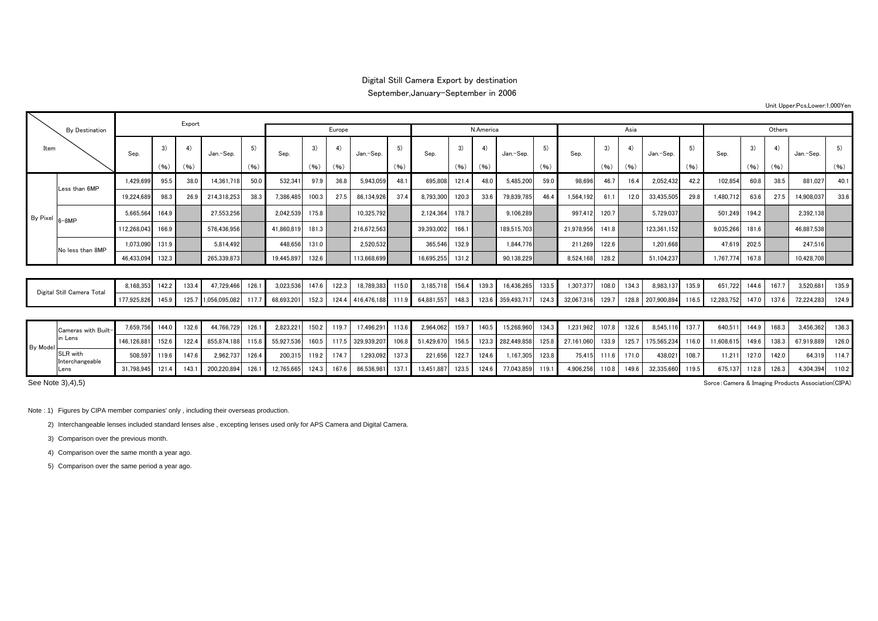# Digital Still Camera Export by destination

## September,January-September in 2006

Unit Upper:Pcs,Lower:1,000Yen

| Item | | Export Sep. | 3) (%) | 4) (%) | Export Jan.-Sep. | 5) (%) | Europe Sep. | 3) (%) | 4) (%) | Europe Jan.-Sep. | 5) (%) | N.America Sep. | 3) (%) | 4) (%) | N.America Jan.-Sep. | 5) (%) | Asia Sep. | 3) (%) | 4) (%) | Asia Jan.-Sep. | 5) (%) | Others Sep. | 3) (%) | 4) (%) | Others Jan.-Sep. | 5) (%) |
|---|---|---|---|---|---|---|---|---|---|---|---|---|---|---|---|---|---|---|---|---|---|---|---|---|---|---|
| By Pixel | Less than 6MP | 1,429,699 | 95.5 | 38.0 | 14,361,718 | 50.0 | 532,341 | 97.9 | 36.8 | 5,943,059 | 48.1 | 695,808 | 121.4 | 48.0 | 5,485,200 | 59.0 | 98,696 | 46.7 | 16.4 | 2,052,432 | 42.2 | 102,854 | 60.8 | 38.5 | 881,027 | 40.1 |
| | | 19,224,689 | 98.3 | 26.9 | 214,318,253 | 38.3 | 7,386,485 | 100.3 | 27.5 | 86,134,926 | 37.4 | 8,793,300 | 120.3 | 33.6 | 79,839,785 | 46.4 | 1,564,192 | 61.1 | 12.0 | 33,435,505 | 29.8 | 1,480,712 | 63.6 | 27.5 | 14,908,037 | 33.6 |
| | 6-8MP | 5,665,564 | 164.9 | | 27,553,256 | | 2,042,539 | 175.8 | | 10,325,792 | | 2,124,364 | 178.7 | | 9,106,289 | | 997,412 | 120.7 | | 5,729,037 | | 501,249 | 194.2 | | 2,392,138 | |
| | | 112,268,043 | 166.9 | | 576,436,956 | | 41,860,819 | 181.3 | | 216,672,563 | | 39,393,002 | 166.1 | | 189,515,703 | | 21,978,956 | 141.8 | | 123,361,152 | | 9,035,266 | 181.6 | | 46,887,538 | |
| | No less than 8MP | 1,073,090 | 131.9 | | 5,814,492 | | 448,656 | 131.0 | | 2,520,532 | | 365,546 | 132.9 | | 1,844,776 | | 211,269 | 122.6 | | 1,201,668 | | 47,619 | 202.5 | | 247,516 | |
| | | 46,433,094 | 132.3 | | 265,339,873 | | 19,445,897 | 132.6 | | 113,668,699 | | 16,695,255 | 131.2 | | 90,138,229 | | 8,524,168 | 128.2 | | 51,104,237 | | 1,767,774 | 167.8 | | 10,428,708 | |
| Digital Still Camera Total | | 8,168,353 | 142.2 | 133.4 | 47,729,466 | 126.1 | 3,023,536 | 147.6 | 122.3 | 18,789,383 | 115.0 | 3,185,718 | 156.4 | 139.3 | 16,436,265 | 133.5 | 1,307,377 | 108.0 | 134.3 | 8,983,137 | 135.9 | 651,722 | 144.6 | 167.7 | 3,520,681 | 135.9 |
| | | 177,925,826 | 145.9 | 125.7 | 1,056,095,082 | 117.7 | 68,693,201 | 152.3 | 124.4 | 416,476,188 | 111.9 | 64,881,557 | 148.3 | 123.6 | 359,493,717 | 124.3 | 32,067,316 | 129.7 | 128.8 | 207,900,894 | 116.5 | 12,283,752 | 147.0 | 137.6 | 72,224,283 | 124.9 |
| By Model | Cameras with Built-in Lens | 7,659,756 | 144.0 | 132.6 | 44,766,729 | 126.1 | 2,823,221 | 150.2 | 119.7 | 17,496,291 | 113.6 | 2,964,062 | 159.7 | 140.5 | 15,268,960 | 134.3 | 1,231,962 | 107.8 | 132.6 | 8,545,116 | 137.7 | 640,511 | 144.9 | 168.3 | 3,456,362 | 136.3 |
| | | 146,126,881 | 152.6 | 122.4 | 855,874,188 | 115.8 | 55,927,536 | 160.5 | 117.5 | 329,939,207 | 106.8 | 51,429,670 | 156.5 | 123.3 | 282,449,858 | 125.8 | 27,161,060 | 133.9 | 125.7 | 175,565,234 | 116.0 | 11,608,615 | 149.6 | 138.3 | 67,919,889 | 126.0 |
| | SLR with Interchangeable Lens | 508,597 | 119.6 | 147.6 | 2,962,737 | 126.4 | 200,315 | 119.2 | 174.7 | 1,293,092 | 137.3 | 221,656 | 122.7 | 124.6 | 1,167,305 | 123.8 | 75,415 | 111.6 | 171.0 | 438,021 | 108.7 | 11,211 | 127.0 | 142.0 | 64,319 | 114.7 |
| | | 31,798,945 | 121.4 | 143.1 | 200,220,894 | 126.1 | 12,765,665 | 124.3 | 167.6 | 86,536,981 | 137.1 | 13,451,887 | 123.5 | 124.6 | 77,043,859 | 119.1 | 4,906,256 | 110.8 | 149.6 | 32,335,660 | 119.5 | 675,137 | 112.8 | 126.3 | 4,304,394 | 110.2 |

See Note 3),4),5)

Sorce:Camera & Imaging Products Association(CIPA)

Note : 1) Figures by CIPA member companies' only , including their overseas production.

2) Interchangeable lenses included standard lenses alse , excepting lenses used only for APS Camera and Digital Camera.

3) Comparison over the previous month.

4) Comparison over the same month a year ago.

5) Comparison over the same period a year ago.